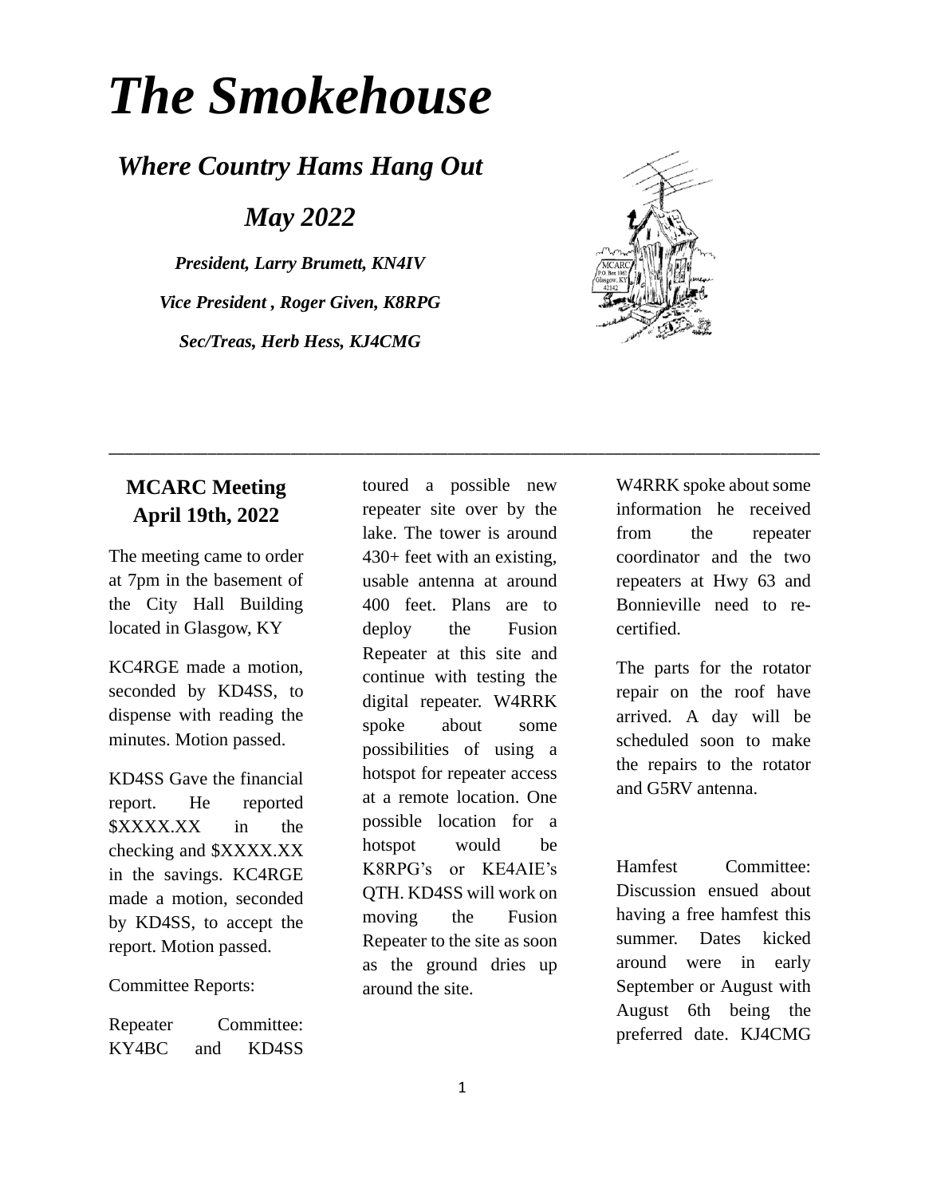# *The Smokehouse*

## *Where Country Hams Hang Out*

## *May 2022*

***President, Larry Brumett, KN4IV***

***Vice President , Roger Given, K8RPG***

***Sec/Treas, Herb Hess, KJ4CMG***

---

### MCARC Meeting April 19th, 2022

The meeting came to order at 7pm in the basement of the City Hall Building located in Glasgow, KY

KC4RGE made a motion, seconded by KD4SS, to dispense with reading the minutes. Motion passed.

KD4SS Gave the financial report. He reported $XXXX.XX in the checking and $XXXX.XX in the savings. KC4RGE made a motion, seconded by KD4SS, to accept the report. Motion passed.

Committee Reports:

Repeater Committee: KY4BC and KD4SS toured a possible new repeater site over by the lake. The tower is around 430+ feet with an existing, usable antenna at around 400 feet. Plans are to deploy the Fusion Repeater at this site and continue with testing the digital repeater. W4RRK spoke about some possibilities of using a hotspot for repeater access at a remote location. One possible location for a hotspot would be K8RPG's or KE4AIE's QTH. KD4SS will work on moving the Fusion Repeater to the site as soon as the ground dries up around the site.

W4RRK spoke about some information he received from the repeater coordinator and the two repeaters at Hwy 63 and Bonnieville need to re-certified.

The parts for the rotator repair on the roof have arrived. A day will be scheduled soon to make the repairs to the rotator and G5RV antenna.

Hamfest Committee: Discussion ensued about having a free hamfest this summer. Dates kicked around were in early September or August with August 6th being the preferred date. KJ4CMG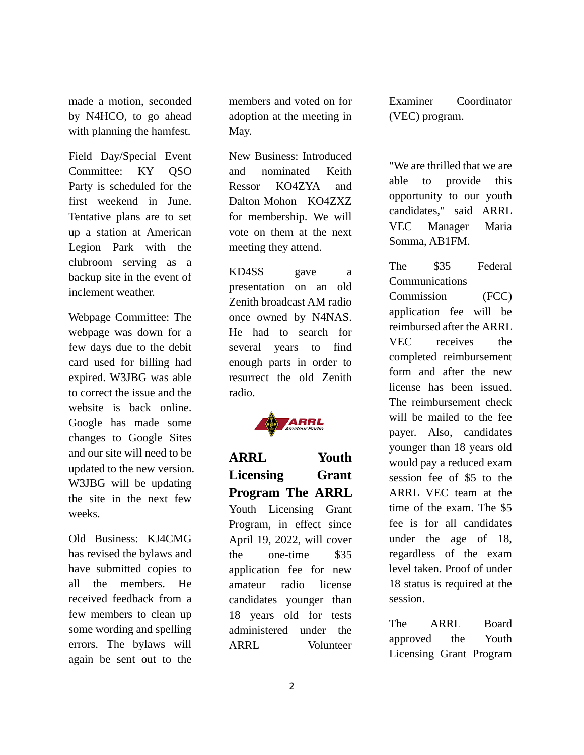made a motion, seconded by N4HCO, to go ahead with planning the hamfest.

Field Day/Special Event Committee: KY QSO Party is scheduled for the first weekend in June. Tentative plans are to set up a station at American Legion Park with the clubroom serving as a backup site in the event of inclement weather.

Webpage Committee: The webpage was down for a few days due to the debit card used for billing had expired. W3JBG was able to correct the issue and the website is back online. Google has made some changes to Google Sites and our site will need to be updated to the new version. W3JBG will be updating the site in the next few weeks.

Old Business: KJ4CMG has revised the bylaws and have submitted copies to all the members. He received feedback from a few members to clean up some wording and spelling errors. The bylaws will again be sent out to the members and voted on for adoption at the meeting in May.

New Business: Introduced and nominated Keith Ressor KO4ZYA and Dalton Mohon KO4ZXZ for membership. We will vote on them at the next meeting they attend.

KD4SS gave a presentation on an old Zenith broadcast AM radio once owned by N4NAS. He had to search for several years to find enough parts in order to resurrect the old Zenith radio.

## ARRL Youth Licensing Grant Program

The ARRL Youth Licensing Grant Program, in effect since April 19, 2022, will cover the one-time $35 application fee for new amateur radio license candidates younger than 18 years old for tests administered under the ARRL Volunteer Examiner Coordinator (VEC) program.

"We are thrilled that we are able to provide this opportunity to our youth candidates," said ARRL VEC Manager Maria Somma, AB1FM.

The $35 Federal Communications Commission (FCC) application fee will be reimbursed after the ARRL VEC receives the completed reimbursement form and after the new license has been issued. The reimbursement check will be mailed to the fee payer. Also, candidates younger than 18 years old would pay a reduced exam session fee of $5 to the ARRL VEC team at the time of the exam. The $5 fee is for all candidates under the age of 18, regardless of the exam level taken. Proof of under 18 status is required at the session.

The ARRL Board approved the Youth Licensing Grant Program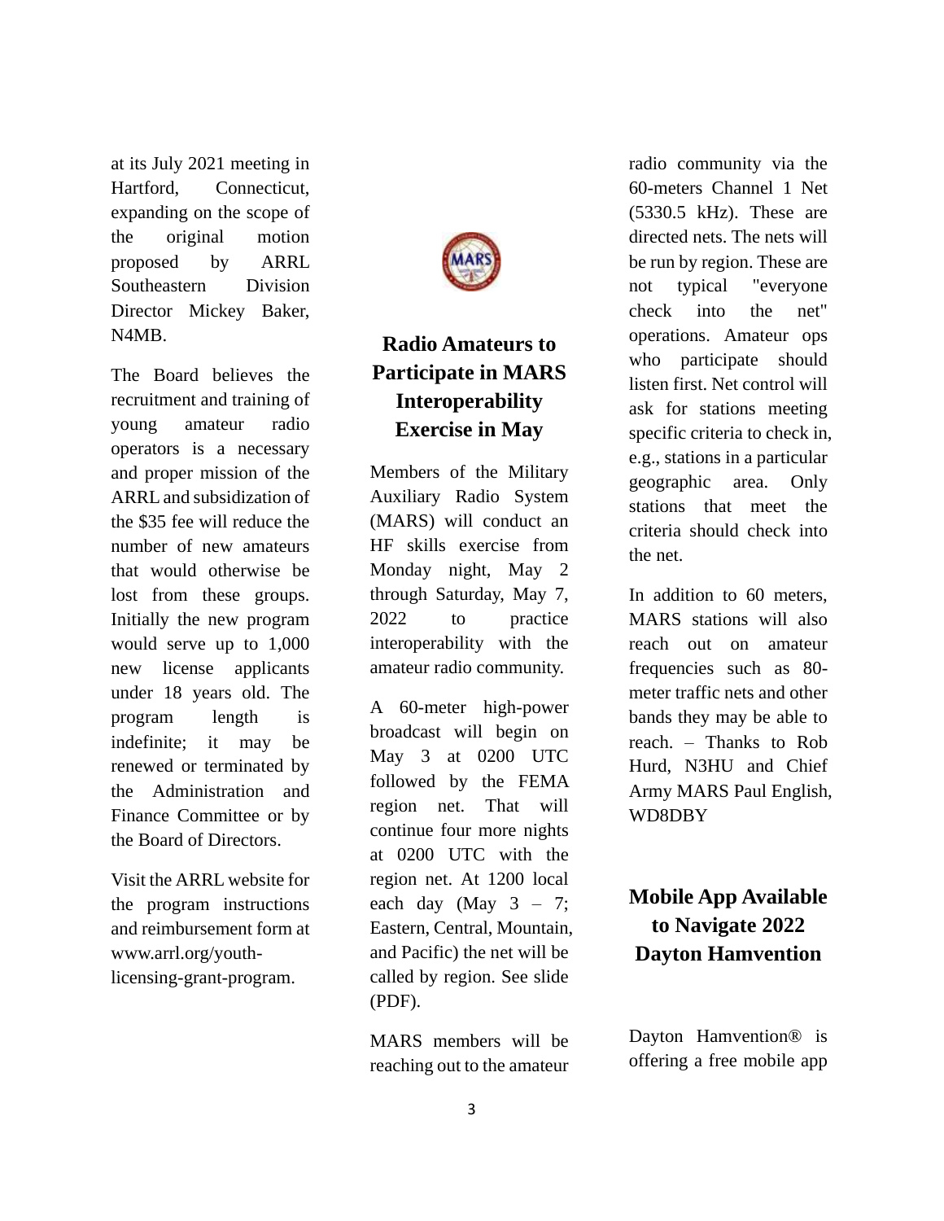at its July 2021 meeting in Hartford, Connecticut, expanding on the scope of the original motion proposed by ARRL Southeastern Division Director Mickey Baker, N4MB.

The Board believes the recruitment and training of young amateur radio operators is a necessary and proper mission of the ARRL and subsidization of the $35 fee will reduce the number of new amateurs that would otherwise be lost from these groups. Initially the new program would serve up to 1,000 new license applicants under 18 years old. The program length is indefinite; it may be renewed or terminated by the Administration and Finance Committee or by the Board of Directors.

Visit the ARRL website for the program instructions and reimbursement form at www.arrl.org/youth-licensing-grant-program.

## Radio Amateurs to Participate in MARS Interoperability Exercise in May

Members of the Military Auxiliary Radio System (MARS) will conduct an HF skills exercise from Monday night, May 2 through Saturday, May 7, 2022 to practice interoperability with the amateur radio community.

A 60-meter high-power broadcast will begin on May 3 at 0200 UTC followed by the FEMA region net. That will continue four more nights at 0200 UTC with the region net. At 1200 local each day (May 3 – 7; Eastern, Central, Mountain, and Pacific) the net will be called by region. See slide (PDF).

MARS members will be reaching out to the amateur radio community via the 60-meters Channel 1 Net (5330.5 kHz). These are directed nets. The nets will be run by region. These are not typical "everyone check into the net" operations. Amateur ops who participate should listen first. Net control will ask for stations meeting specific criteria to check in, e.g., stations in a particular geographic area. Only stations that meet the criteria should check into the net.

In addition to 60 meters, MARS stations will also reach out on amateur frequencies such as 80-meter traffic nets and other bands they may be able to reach. – Thanks to Rob Hurd, N3HU and Chief Army MARS Paul English, WD8DBY

## Mobile App Available to Navigate 2022 Dayton Hamvention

Dayton Hamvention® is offering a free mobile app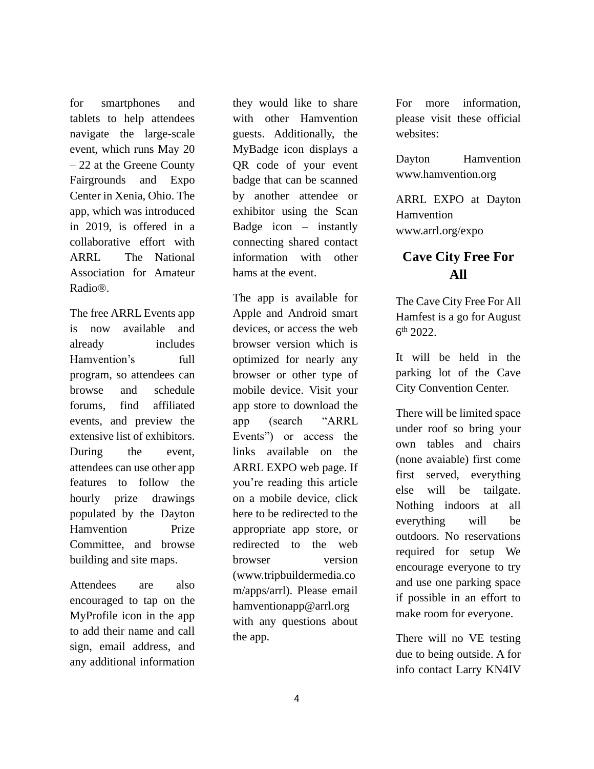for smartphones and tablets to help attendees navigate the large-scale event, which runs May 20 – 22 at the Greene County Fairgrounds and Expo Center in Xenia, Ohio. The app, which was introduced in 2019, is offered in a collaborative effort with ARRL The National Association for Amateur Radio®.

The free ARRL Events app is now available and already includes Hamvention's full program, so attendees can browse and schedule forums, find affiliated events, and preview the extensive list of exhibitors. During the event, attendees can use other app features to follow the hourly prize drawings populated by the Dayton Hamvention Prize Committee, and browse building and site maps.

Attendees are also encouraged to tap on the MyProfile icon in the app to add their name and call sign, email address, and any additional information they would like to share with other Hamvention guests. Additionally, the MyBadge icon displays a QR code of your event badge that can be scanned by another attendee or exhibitor using the Scan Badge icon – instantly connecting shared contact information with other hams at the event.

The app is available for Apple and Android smart devices, or access the web browser version which is optimized for nearly any browser or other type of mobile device. Visit your app store to download the app (search "ARRL Events") or access the links available on the ARRL EXPO web page. If you're reading this article on a mobile device, click here to be redirected to the appropriate app store, or redirected to the web browser version (www.tripbuildermedia.com/apps/arrl). Please email hamventionapp@arrl.org with any questions about the app.

For more information, please visit these official websites:

Dayton Hamvention www.hamvention.org

ARRL EXPO at Dayton Hamvention www.arrl.org/expo

## Cave City Free For All

The Cave City Free For All Hamfest is a go for August 6th 2022.

It will be held in the parking lot of the Cave City Convention Center.

There will be limited space under roof so bring your own tables and chairs (none avaiable) first come first served, everything else will be tailgate. Nothing indoors at all everything will be outdoors. No reservations required for setup We encourage everyone to try and use one parking space if possible in an effort to make room for everyone.

There will no VE testing due to being outside. A for info contact Larry KN4IV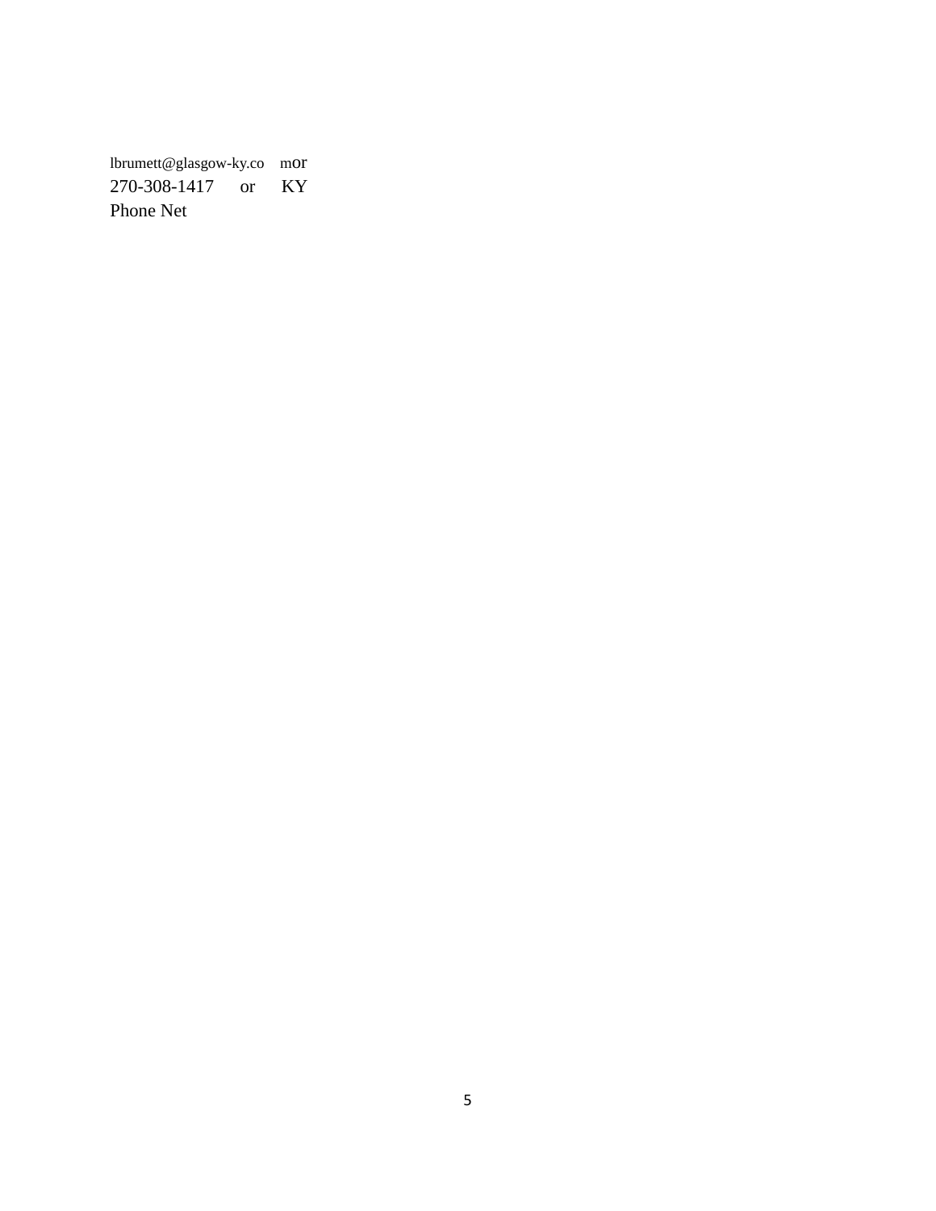lbrumett@glasgow-ky.co mor
270-308-1417 or KY
Phone Net